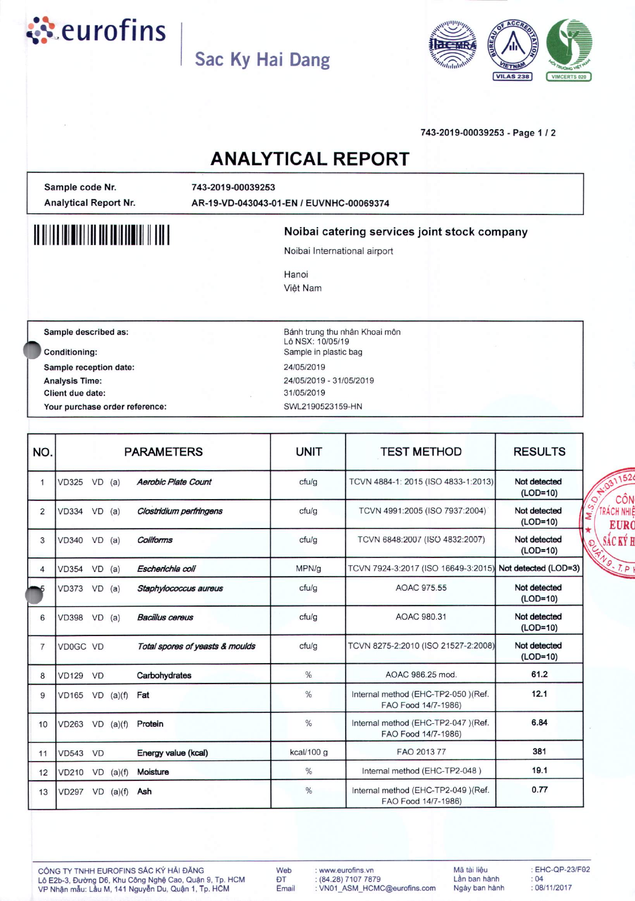eurofins | Sac Ky Hai Dang

743-2019-00039253 - Page 1 / 2

# ANALYTICAL REPORT

| | |
|---|---|
| **Sample code Nr.** | **743-2019-00039253** |
| **Analytical Report Nr.** | **AR-19-VD-043043-01-EN / EUVNHC-00069374** |

**Noibai catering services joint stock company**

Noibai International airport

Hanoi

Việt Nam

| | |
|---|---|
| **Sample described as:** | Bánh trung thu nhân Khoai môn<br>Lô NSX: 10/05/19 |
| **Conditioning:** | Sample in plastic bag |
| **Sample reception date:** | 24/05/2019 |
| **Analysis Time:** | 24/05/2019 - 31/05/2019 |
| **Client due date:** | 31/05/2019 |
| **Your purchase order reference:** | SWL2190523159-HN |

| NO. | PARAMETERS | UNIT | TEST METHOD | RESULTS |
|---|---|---|---|---|
| 1 | VD325 VD (a) *Aerobic Plate Count* | cfu/g | TCVN 4884-1: 2015 (ISO 4833-1:2013) | Not detected (LOD=10) |
| 2 | VD334 VD (a) *Clostridium perfringens* | cfu/g | TCVN 4991:2005 (ISO 7937:2004) | Not detected (LOD=10) |
| 3 | VD340 VD (a) *Coliforms* | cfu/g | TCVN 6848:2007 (ISO 4832:2007) | Not detected (LOD=10) |
| 4 | VD354 VD (a) *Escherichia coli* | MPN/g | TCVN 7924-3:2017 (ISO 16649-3:2015) | Not detected (LOD=3) |
| 5 | VD373 VD (a) *Staphylococcus aureus* | cfu/g | AOAC 975.55 | Not detected (LOD=10) |
| 6 | VD398 VD (a) *Bacillus cereus* | cfu/g | AOAC 980.31 | Not detected (LOD=10) |
| 7 | VD0GC VD *Total spores of yeasts & moulds* | cfu/g | TCVN 8275-2:2010 (ISO 21527-2:2008) | Not detected (LOD=10) |
| 8 | VD129 VD Carbohydrates | % | AOAC 986.25 mod. | 61.2 |
| 9 | VD165 VD (a)(f) Fat | % | Internal method (EHC-TP2-050 )(Ref. FAO Food 14/7-1986) | 12.1 |
| 10 | VD263 VD (a)(f) Protein | % | Internal method (EHC-TP2-047 )(Ref. FAO Food 14/7-1986) | 6.84 |
| 11 | VD543 VD Energy value (kcal) | kcal/100 g | FAO 2013 77 | 381 |
| 12 | VD210 VD (a)(f) Moisture | % | Internal method (EHC-TP2-048 ) | 19.1 |
| 13 | VD297 VD (a)(f) Ash | % | Internal method (EHC-TP2-049 )(Ref. FAO Food 14/7-1986) | 0.77 |

CÔNG TY TNHH EUROFINS SẮC KÝ HẢI ĐĂNG
Lô E2b-3, Đường D6, Khu Công Nghệ Cao, Quận 9, Tp. HCM
VP Nhận mẫu: Lầu M, 141 Nguyễn Du, Quận 1, Tp. HCM

Web: www.eurofins.vn
ĐT: (84.28) 7107 7879
Email: VN01_ASM_HCMC@eurofins.com

Mã tài liệu: EHC-QP-23/F02
Lần ban hành: 04
Ngày ban hành: 08/11/2017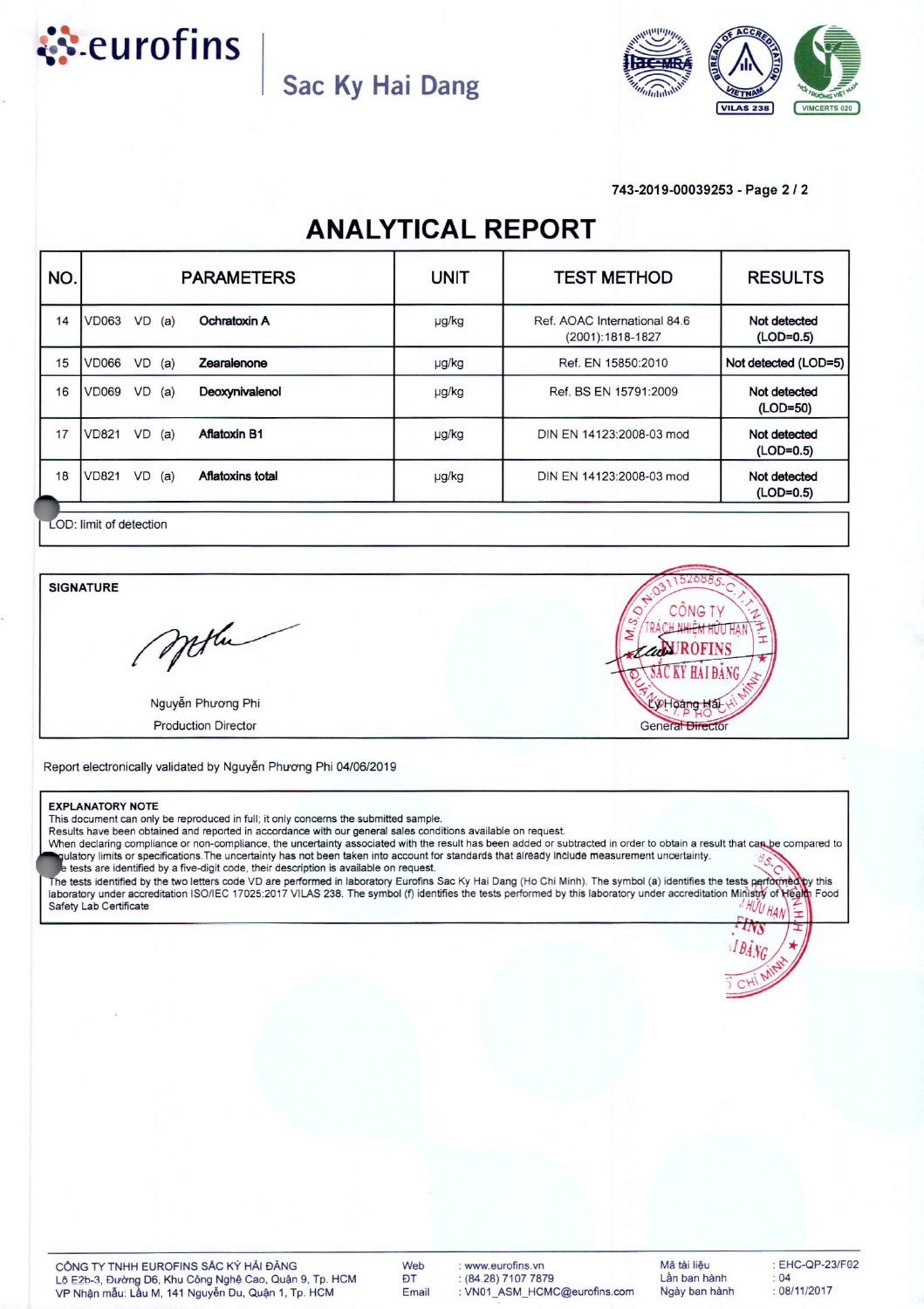743-2019-00039253 - Page 2 / 2

# ANALYTICAL REPORT

| NO. | PARAMETERS | UNIT | TEST METHOD | RESULTS |
|---|---|---|---|---|
| 14 | VD063 VD (a) **Ochratoxin A** | µg/kg | Ref. AOAC International 84.6 (2001):1818-1827 | **Not detected (LOD=0.5)** |
| 15 | VD066 VD (a) **Zearalenone** | µg/kg | Ref. EN 15850:2010 | **Not detected (LOD=5)** |
| 16 | VD069 VD (a) **Deoxynivalenol** | µg/kg | Ref. BS EN 15791:2009 | **Not detected (LOD=50)** |
| 17 | VD821 VD (a) **Aflatoxin B1** | µg/kg | DIN EN 14123:2008-03 mod | **Not detected (LOD=0.5)** |
| 18 | VD821 VD (a) **Aflatoxins total** | µg/kg | DIN EN 14123:2008-03 mod | **Not detected (LOD=0.5)** |

LOD: limit of detection

**SIGNATURE**

Nguyễn Phương Phi
Production Director

CÔNG TY TRÁCH NHIỆM HỮU HẠN EUROFINS SẮC KÝ HẢI ĐĂNG
M.S.D.N: 0311526885-C.T.T.N.H.H
QUẬN 9 - T.P HỒ CHÍ MINH

Lý Hoàng Hải
General Director

Report electronically validated by Nguyễn Phương Phi 04/06/2019

**EXPLANATORY NOTE**

This document can only be reproduced in full; it only concerns the submitted sample.
Results have been obtained and reported in accordance with our general sales conditions available on request.
When declaring compliance or non-compliance, the uncertainty associated with the result has been added or subtracted in order to obtain a result that can be compared to regulatory limits or specifications. The uncertainty has not been taken into account for standards that already include measurement uncertainty.
The tests are identified by a five-digit code, their description is available on request.
The tests identified by the two letters code VD are performed in laboratory Eurofins Sac Ky Hai Dang (Ho Chi Minh). The symbol (a) identifies the tests performed by this laboratory under accreditation ISO/IEC 17025:2017 VILAS 238. The symbol (f) identifies the tests performed by this laboratory under accreditation Ministry of Health Food Safety Lab Certificate

CÔNG TY TNHH EUROFINS SẮC KÝ HẢI ĐĂNG
Lô E2b-3, Đường D6, Khu Công Nghệ Cao, Quận 9, Tp. HCM
VP Nhận mẫu: Lầu M, 141 Nguyễn Du, Quận 1, Tp. HCM

Web : www.eurofins.vn
ĐT : (84.28) 7107 7879
Email : VN01_ASM_HCMC@eurofins.com

Mã tài liệu : EHC-QP-23/F02
Lần ban hành : 04
Ngày ban hành : 08/11/2017